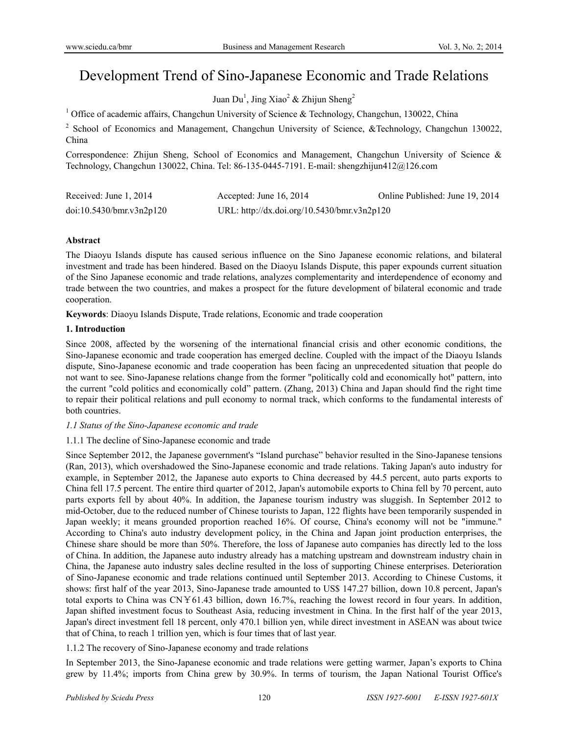# Development Trend of Sino-Japanese Economic and Trade Relations

Juan Du[1], Jing Xiao[2] & Zhijun Sheng[2]

[1] Office of academic affairs, Changchun University of Science & Technology, Changchun, 130022, China

[2] School of Economics and Management, Changchun University of Science, &Technology, Changchun 130022, China

Correspondence: Zhijun Sheng, School of Economics and Management, Changchun University of Science & Technology, Changchun 130022, China. Tel: 86-135-0445-7191. E-mail: shengzhijun412@126.com

Received: June 1, 2014 Accepted: June 16, 2014 Online Published: June 19, 2014

doi:10.5430/bmr.v3n2p120 URL: http://dx.doi.org/10.5430/bmr.v3n2p120

**Abstract**

The Diaoyu Islands dispute has caused serious influence on the Sino Japanese economic relations, and bilateral investment and trade has been hindered. Based on the Diaoyu Islands Dispute, this paper expounds current situation of the Sino Japanese economic and trade relations, analyzes complementarity and interdependence of economy and trade between the two countries, and makes a prospect for the future development of bilateral economic and trade cooperation.

**Keywords**: Diaoyu Islands Dispute, Trade relations, Economic and trade cooperation

## 1. Introduction

Since 2008, affected by the worsening of the international financial crisis and other economic conditions, the Sino-Japanese economic and trade cooperation has emerged decline. Coupled with the impact of the Diaoyu Islands dispute, Sino-Japanese economic and trade cooperation has been facing an unprecedented situation that people do not want to see. Sino-Japanese relations change from the former "politically cold and economically hot" pattern, into the current "cold politics and economically cold" pattern. (Zhang, 2013) China and Japan should find the right time to repair their political relations and pull economy to normal track, which conforms to the fundamental interests of both countries.

### *1.1 Status of the Sino-Japanese economic and trade*

#### 1.1.1 The decline of Sino-Japanese economic and trade

Since September 2012, the Japanese government's "Island purchase" behavior resulted in the Sino-Japanese tensions (Ran, 2013), which overshadowed the Sino-Japanese economic and trade relations. Taking Japan's auto industry for example, in September 2012, the Japanese auto exports to China decreased by 44.5 percent, auto parts exports to China fell 17.5 percent. The entire third quarter of 2012, Japan's automobile exports to China fell by 70 percent, auto parts exports fell by about 40%. In addition, the Japanese tourism industry was sluggish. In September 2012 to mid-October, due to the reduced number of Chinese tourists to Japan, 122 flights have been temporarily suspended in Japan weekly; it means grounded proportion reached 16%. Of course, China's economy will not be "immune." According to China's auto industry development policy, in the China and Japan joint production enterprises, the Chinese share should be more than 50%. Therefore, the loss of Japanese auto companies has directly led to the loss of China. In addition, the Japanese auto industry already has a matching upstream and downstream industry chain in China, the Japanese auto industry sales decline resulted in the loss of supporting Chinese enterprises. Deterioration of Sino-Japanese economic and trade relations continued until September 2013. According to Chinese Customs, it shows: first half of the year 2013, Sino-Japanese trade amounted to US$ 147.27 billion, down 10.8 percent, Japan's total exports to China was CN￥61.43 billion, down 16.7%, reaching the lowest record in four years. In addition, Japan shifted investment focus to Southeast Asia, reducing investment in China. In the first half of the year 2013, Japan's direct investment fell 18 percent, only 470.1 billion yen, while direct investment in ASEAN was about twice that of China, to reach 1 trillion yen, which is four times that of last year.

#### 1.1.2 The recovery of Sino-Japanese economy and trade relations

In September 2013, the Sino-Japanese economic and trade relations were getting warmer, Japan's exports to China grew by 11.4%; imports from China grew by 30.9%. In terms of tourism, the Japan National Tourist Office's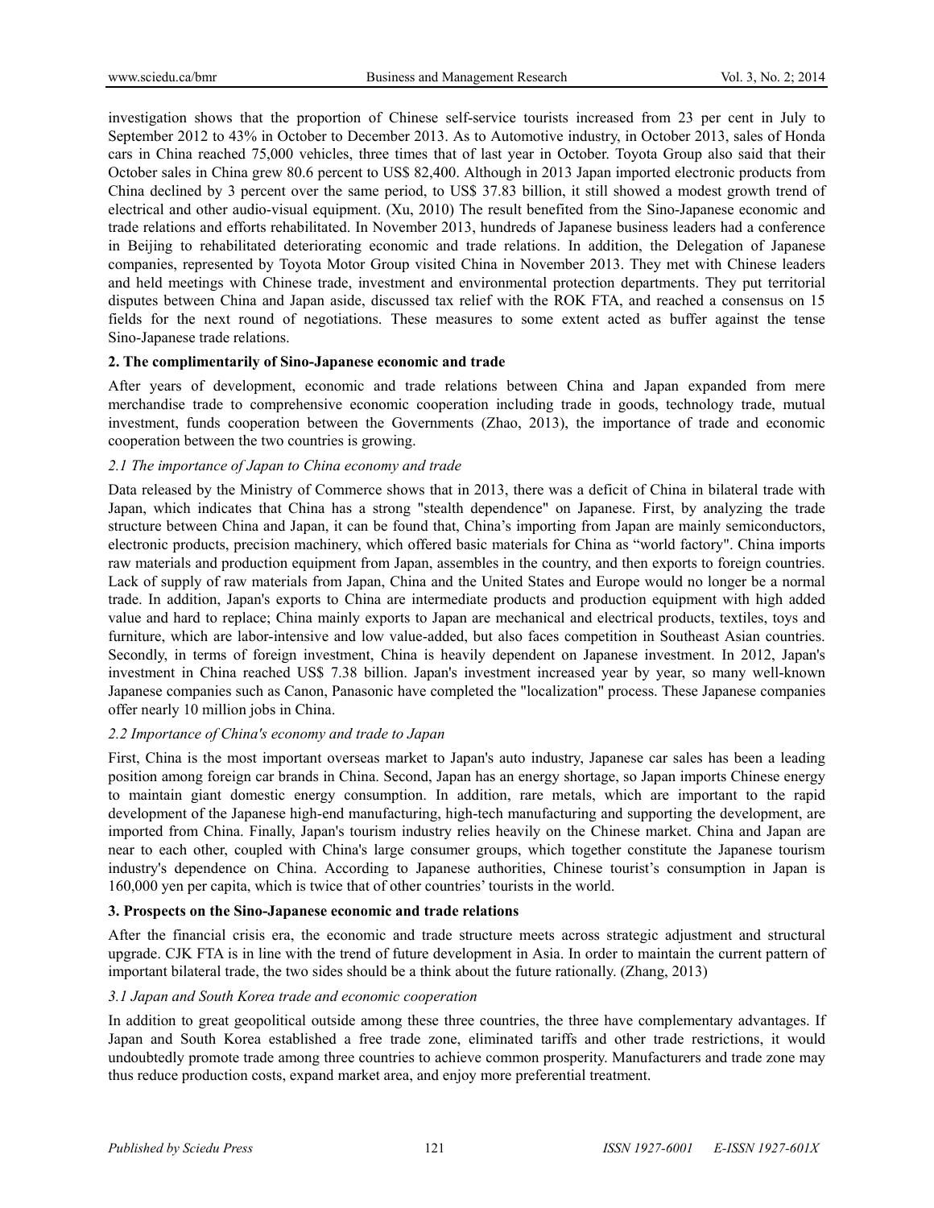investigation shows that the proportion of Chinese self-service tourists increased from 23 per cent in July to September 2012 to 43% in October to December 2013. As to Automotive industry, in October 2013, sales of Honda cars in China reached 75,000 vehicles, three times that of last year in October. Toyota Group also said that their October sales in China grew 80.6 percent to US$ 82,400. Although in 2013 Japan imported electronic products from China declined by 3 percent over the same period, to US$ 37.83 billion, it still showed a modest growth trend of electrical and other audio-visual equipment. (Xu, 2010) The result benefited from the Sino-Japanese economic and trade relations and efforts rehabilitated. In November 2013, hundreds of Japanese business leaders had a conference in Beijing to rehabilitated deteriorating economic and trade relations. In addition, the Delegation of Japanese companies, represented by Toyota Motor Group visited China in November 2013. They met with Chinese leaders and held meetings with Chinese trade, investment and environmental protection departments. They put territorial disputes between China and Japan aside, discussed tax relief with the ROK FTA, and reached a consensus on 15 fields for the next round of negotiations. These measures to some extent acted as buffer against the tense Sino-Japanese trade relations.

## 2. The complimentarily of Sino-Japanese economic and trade

After years of development, economic and trade relations between China and Japan expanded from mere merchandise trade to comprehensive economic cooperation including trade in goods, technology trade, mutual investment, funds cooperation between the Governments (Zhao, 2013), the importance of trade and economic cooperation between the two countries is growing.

### *2.1 The importance of Japan to China economy and trade*

Data released by the Ministry of Commerce shows that in 2013, there was a deficit of China in bilateral trade with Japan, which indicates that China has a strong "stealth dependence" on Japanese. First, by analyzing the trade structure between China and Japan, it can be found that, China's importing from Japan are mainly semiconductors, electronic products, precision machinery, which offered basic materials for China as "world factory". China imports raw materials and production equipment from Japan, assembles in the country, and then exports to foreign countries. Lack of supply of raw materials from Japan, China and the United States and Europe would no longer be a normal trade. In addition, Japan's exports to China are intermediate products and production equipment with high added value and hard to replace; China mainly exports to Japan are mechanical and electrical products, textiles, toys and furniture, which are labor-intensive and low value-added, but also faces competition in Southeast Asian countries. Secondly, in terms of foreign investment, China is heavily dependent on Japanese investment. In 2012, Japan's investment in China reached US$ 7.38 billion. Japan's investment increased year by year, so many well-known Japanese companies such as Canon, Panasonic have completed the "localization" process. These Japanese companies offer nearly 10 million jobs in China.

### *2.2 Importance of China's economy and trade to Japan*

First, China is the most important overseas market to Japan's auto industry, Japanese car sales has been a leading position among foreign car brands in China. Second, Japan has an energy shortage, so Japan imports Chinese energy to maintain giant domestic energy consumption. In addition, rare metals, which are important to the rapid development of the Japanese high-end manufacturing, high-tech manufacturing and supporting the development, are imported from China. Finally, Japan's tourism industry relies heavily on the Chinese market. China and Japan are near to each other, coupled with China's large consumer groups, which together constitute the Japanese tourism industry's dependence on China. According to Japanese authorities, Chinese tourist's consumption in Japan is 160,000 yen per capita, which is twice that of other countries' tourists in the world.

## 3. Prospects on the Sino-Japanese economic and trade relations

After the financial crisis era, the economic and trade structure meets across strategic adjustment and structural upgrade. CJK FTA is in line with the trend of future development in Asia. In order to maintain the current pattern of important bilateral trade, the two sides should be a think about the future rationally. (Zhang, 2013)

### *3.1 Japan and South Korea trade and economic cooperation*

In addition to great geopolitical outside among these three countries, the three have complementary advantages. If Japan and South Korea established a free trade zone, eliminated tariffs and other trade restrictions, it would undoubtedly promote trade among three countries to achieve common prosperity. Manufacturers and trade zone may thus reduce production costs, expand market area, and enjoy more preferential treatment.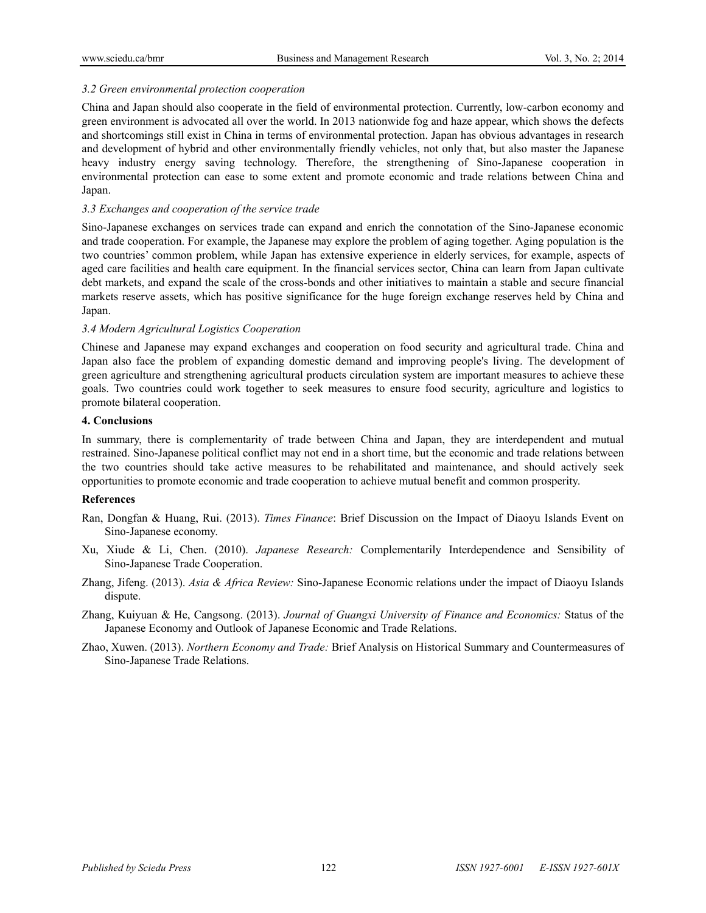### *3.2 Green environmental protection cooperation*

China and Japan should also cooperate in the field of environmental protection. Currently, low-carbon economy and green environment is advocated all over the world. In 2013 nationwide fog and haze appear, which shows the defects and shortcomings still exist in China in terms of environmental protection. Japan has obvious advantages in research and development of hybrid and other environmentally friendly vehicles, not only that, but also master the Japanese heavy industry energy saving technology. Therefore, the strengthening of Sino-Japanese cooperation in environmental protection can ease to some extent and promote economic and trade relations between China and Japan.

### *3.3 Exchanges and cooperation of the service trade*

Sino-Japanese exchanges on services trade can expand and enrich the connotation of the Sino-Japanese economic and trade cooperation. For example, the Japanese may explore the problem of aging together. Aging population is the two countries' common problem, while Japan has extensive experience in elderly services, for example, aspects of aged care facilities and health care equipment. In the financial services sector, China can learn from Japan cultivate debt markets, and expand the scale of the cross-bonds and other initiatives to maintain a stable and secure financial markets reserve assets, which has positive significance for the huge foreign exchange reserves held by China and Japan.

### *3.4 Modern Agricultural Logistics Cooperation*

Chinese and Japanese may expand exchanges and cooperation on food security and agricultural trade. China and Japan also face the problem of expanding domestic demand and improving people's living. The development of green agriculture and strengthening agricultural products circulation system are important measures to achieve these goals. Two countries could work together to seek measures to ensure food security, agriculture and logistics to promote bilateral cooperation.

## **4. Conclusions**

In summary, there is complementarity of trade between China and Japan, they are interdependent and mutual restrained. Sino-Japanese political conflict may not end in a short time, but the economic and trade relations between the two countries should take active measures to be rehabilitated and maintenance, and should actively seek opportunities to promote economic and trade cooperation to achieve mutual benefit and common prosperity.

## **References**

Ran, Dongfan & Huang, Rui. (2013). *Times Finance*: Brief Discussion on the Impact of Diaoyu Islands Event on Sino-Japanese economy.

Xu, Xiude & Li, Chen. (2010). *Japanese Research:* Complementarily Interdependence and Sensibility of Sino-Japanese Trade Cooperation.

Zhang, Jifeng. (2013). *Asia & Africa Review:* Sino-Japanese Economic relations under the impact of Diaoyu Islands dispute.

Zhang, Kuiyuan & He, Cangsong. (2013). *Journal of Guangxi University of Finance and Economics:* Status of the Japanese Economy and Outlook of Japanese Economic and Trade Relations.

Zhao, Xuwen. (2013). *Northern Economy and Trade:* Brief Analysis on Historical Summary and Countermeasures of Sino-Japanese Trade Relations.